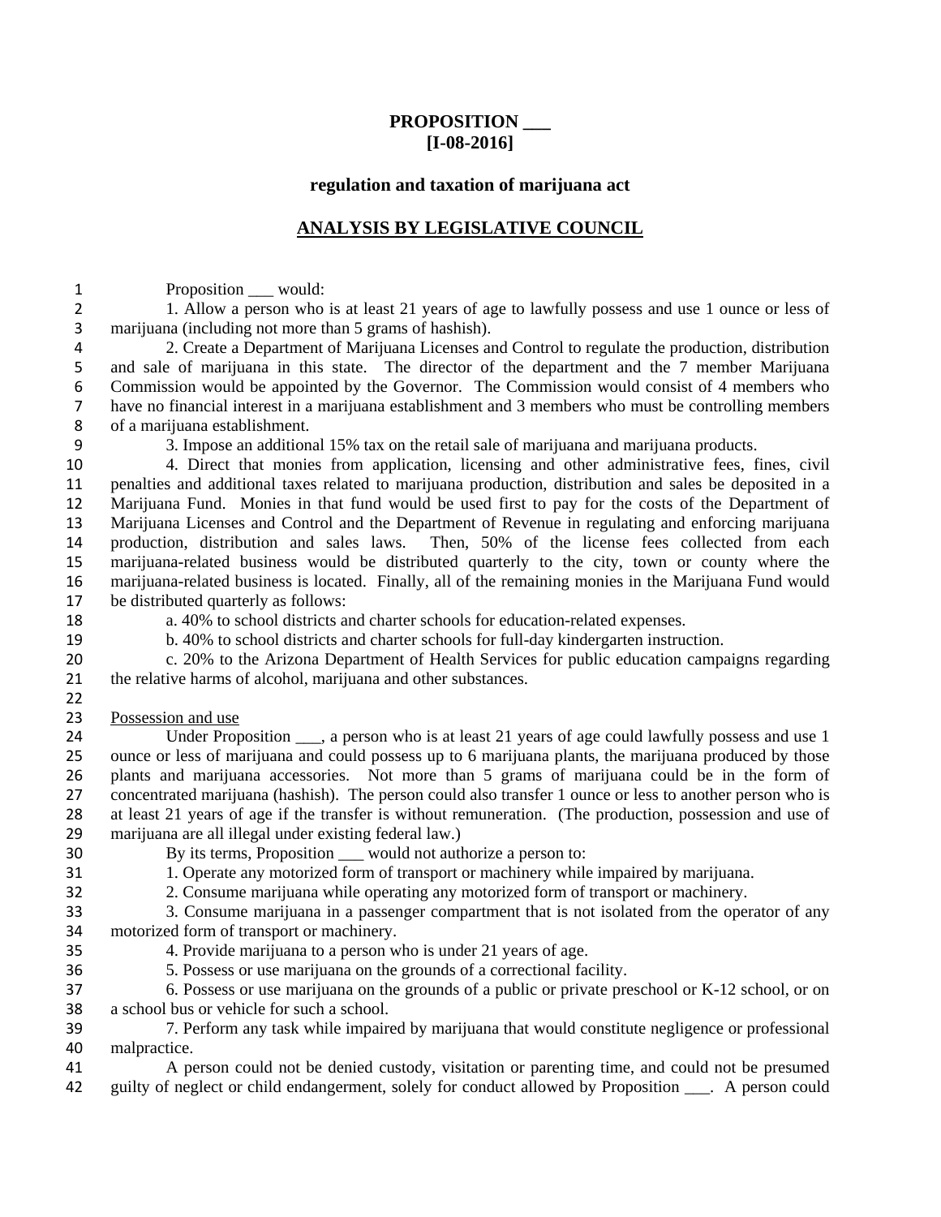# PROPOSITION ___
# [I-08-2016]

## regulation and taxation of marijuana act

## ANALYSIS BY LEGISLATIVE COUNCIL

Proposition ___ would:

1. Allow a person who is at least 21 years of age to lawfully possess and use 1 ounce or less of marijuana (including not more than 5 grams of hashish).

2. Create a Department of Marijuana Licenses and Control to regulate the production, distribution and sale of marijuana in this state. The director of the department and the 7 member Marijuana Commission would be appointed by the Governor. The Commission would consist of 4 members who have no financial interest in a marijuana establishment and 3 members who must be controlling members of a marijuana establishment.

3. Impose an additional 15% tax on the retail sale of marijuana and marijuana products.

4. Direct that monies from application, licensing and other administrative fees, fines, civil penalties and additional taxes related to marijuana production, distribution and sales be deposited in a Marijuana Fund. Monies in that fund would be used first to pay for the costs of the Department of Marijuana Licenses and Control and the Department of Revenue in regulating and enforcing marijuana production, distribution and sales laws. Then, 50% of the license fees collected from each marijuana-related business would be distributed quarterly to the city, town or county where the marijuana-related business is located. Finally, all of the remaining monies in the Marijuana Fund would be distributed quarterly as follows:

a. 40% to school districts and charter schools for education-related expenses.

b. 40% to school districts and charter schools for full-day kindergarten instruction.

c. 20% to the Arizona Department of Health Services for public education campaigns regarding the relative harms of alcohol, marijuana and other substances.

<u>Possession and use</u>

Under Proposition ___, a person who is at least 21 years of age could lawfully possess and use 1 ounce or less of marijuana and could possess up to 6 marijuana plants, the marijuana produced by those plants and marijuana accessories. Not more than 5 grams of marijuana could be in the form of concentrated marijuana (hashish). The person could also transfer 1 ounce or less to another person who is at least 21 years of age if the transfer is without remuneration. (The production, possession and use of marijuana are all illegal under existing federal law.)

By its terms, Proposition ___ would not authorize a person to:

1. Operate any motorized form of transport or machinery while impaired by marijuana.

2. Consume marijuana while operating any motorized form of transport or machinery.

3. Consume marijuana in a passenger compartment that is not isolated from the operator of any motorized form of transport or machinery.

4. Provide marijuana to a person who is under 21 years of age.

5. Possess or use marijuana on the grounds of a correctional facility.

6. Possess or use marijuana on the grounds of a public or private preschool or K-12 school, or on a school bus or vehicle for such a school.

7. Perform any task while impaired by marijuana that would constitute negligence or professional malpractice.

A person could not be denied custody, visitation or parenting time, and could not be presumed guilty of neglect or child endangerment, solely for conduct allowed by Proposition ___. A person could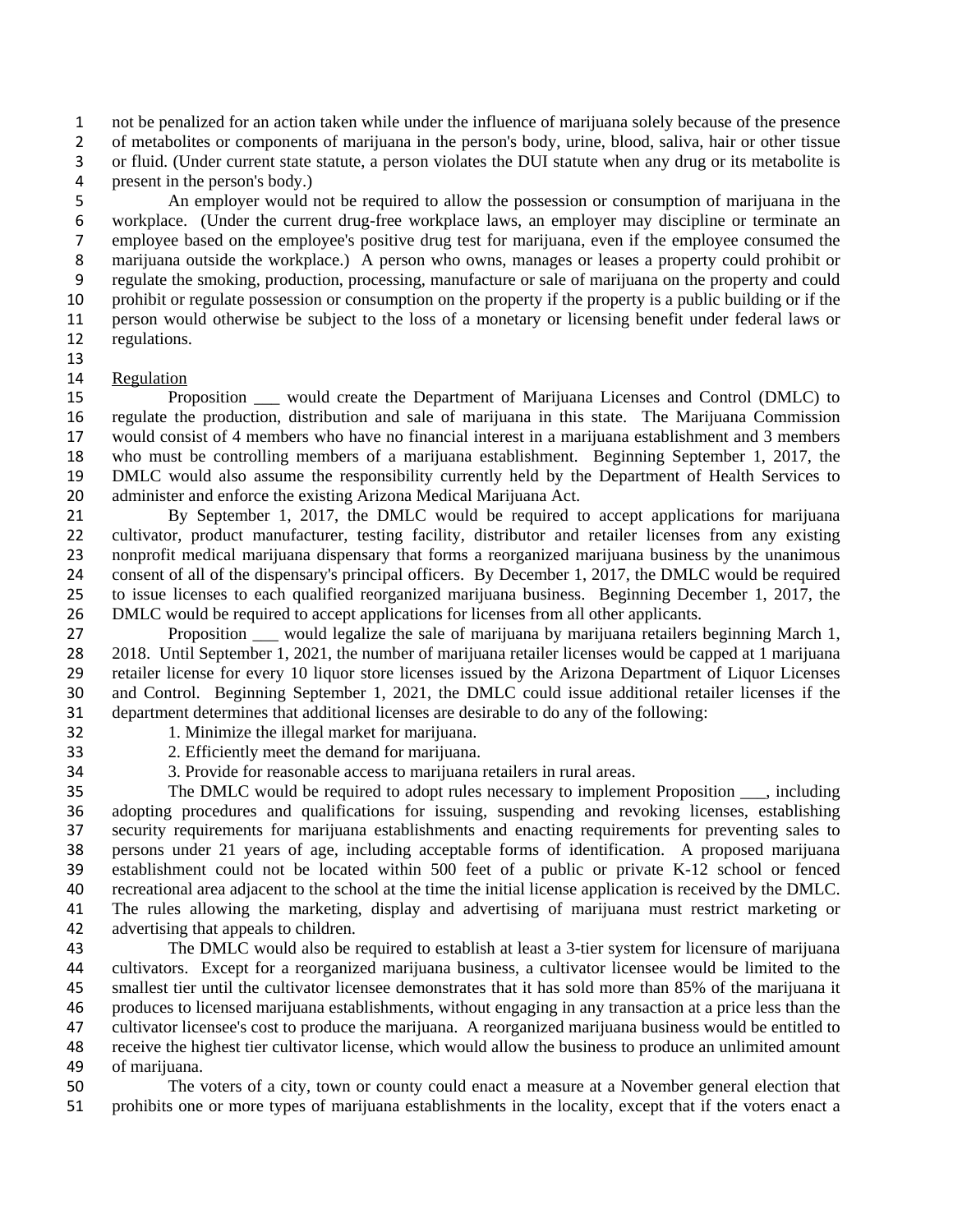not be penalized for an action taken while under the influence of marijuana solely because of the presence of metabolites or components of marijuana in the person's body, urine, blood, saliva, hair or other tissue or fluid. (Under current state statute, a person violates the DUI statute when any drug or its metabolite is present in the person's body.)

An employer would not be required to allow the possession or consumption of marijuana in the workplace. (Under the current drug-free workplace laws, an employer may discipline or terminate an employee based on the employee's positive drug test for marijuana, even if the employee consumed the marijuana outside the workplace.) A person who owns, manages or leases a property could prohibit or regulate the smoking, production, processing, manufacture or sale of marijuana on the property and could prohibit or regulate possession or consumption on the property if the property is a public building or if the person would otherwise be subject to the loss of a monetary or licensing benefit under federal laws or regulations.

Regulation

Proposition ___ would create the Department of Marijuana Licenses and Control (DMLC) to regulate the production, distribution and sale of marijuana in this state. The Marijuana Commission would consist of 4 members who have no financial interest in a marijuana establishment and 3 members who must be controlling members of a marijuana establishment. Beginning September 1, 2017, the DMLC would also assume the responsibility currently held by the Department of Health Services to administer and enforce the existing Arizona Medical Marijuana Act.

By September 1, 2017, the DMLC would be required to accept applications for marijuana cultivator, product manufacturer, testing facility, distributor and retailer licenses from any existing nonprofit medical marijuana dispensary that forms a reorganized marijuana business by the unanimous consent of all of the dispensary's principal officers. By December 1, 2017, the DMLC would be required to issue licenses to each qualified reorganized marijuana business. Beginning December 1, 2017, the DMLC would be required to accept applications for licenses from all other applicants.

Proposition ___ would legalize the sale of marijuana by marijuana retailers beginning March 1, 2018. Until September 1, 2021, the number of marijuana retailer licenses would be capped at 1 marijuana retailer license for every 10 liquor store licenses issued by the Arizona Department of Liquor Licenses and Control. Beginning September 1, 2021, the DMLC could issue additional retailer licenses if the department determines that additional licenses are desirable to do any of the following:

1. Minimize the illegal market for marijuana.
2. Efficiently meet the demand for marijuana.
3. Provide for reasonable access to marijuana retailers in rural areas.

The DMLC would be required to adopt rules necessary to implement Proposition ___, including adopting procedures and qualifications for issuing, suspending and revoking licenses, establishing security requirements for marijuana establishments and enacting requirements for preventing sales to persons under 21 years of age, including acceptable forms of identification. A proposed marijuana establishment could not be located within 500 feet of a public or private K-12 school or fenced recreational area adjacent to the school at the time the initial license application is received by the DMLC. The rules allowing the marketing, display and advertising of marijuana must restrict marketing or advertising that appeals to children.

The DMLC would also be required to establish at least a 3-tier system for licensure of marijuana cultivators. Except for a reorganized marijuana business, a cultivator licensee would be limited to the smallest tier until the cultivator licensee demonstrates that it has sold more than 85% of the marijuana it produces to licensed marijuana establishments, without engaging in any transaction at a price less than the cultivator licensee's cost to produce the marijuana. A reorganized marijuana business would be entitled to receive the highest tier cultivator license, which would allow the business to produce an unlimited amount of marijuana.

The voters of a city, town or county could enact a measure at a November general election that prohibits one or more types of marijuana establishments in the locality, except that if the voters enact a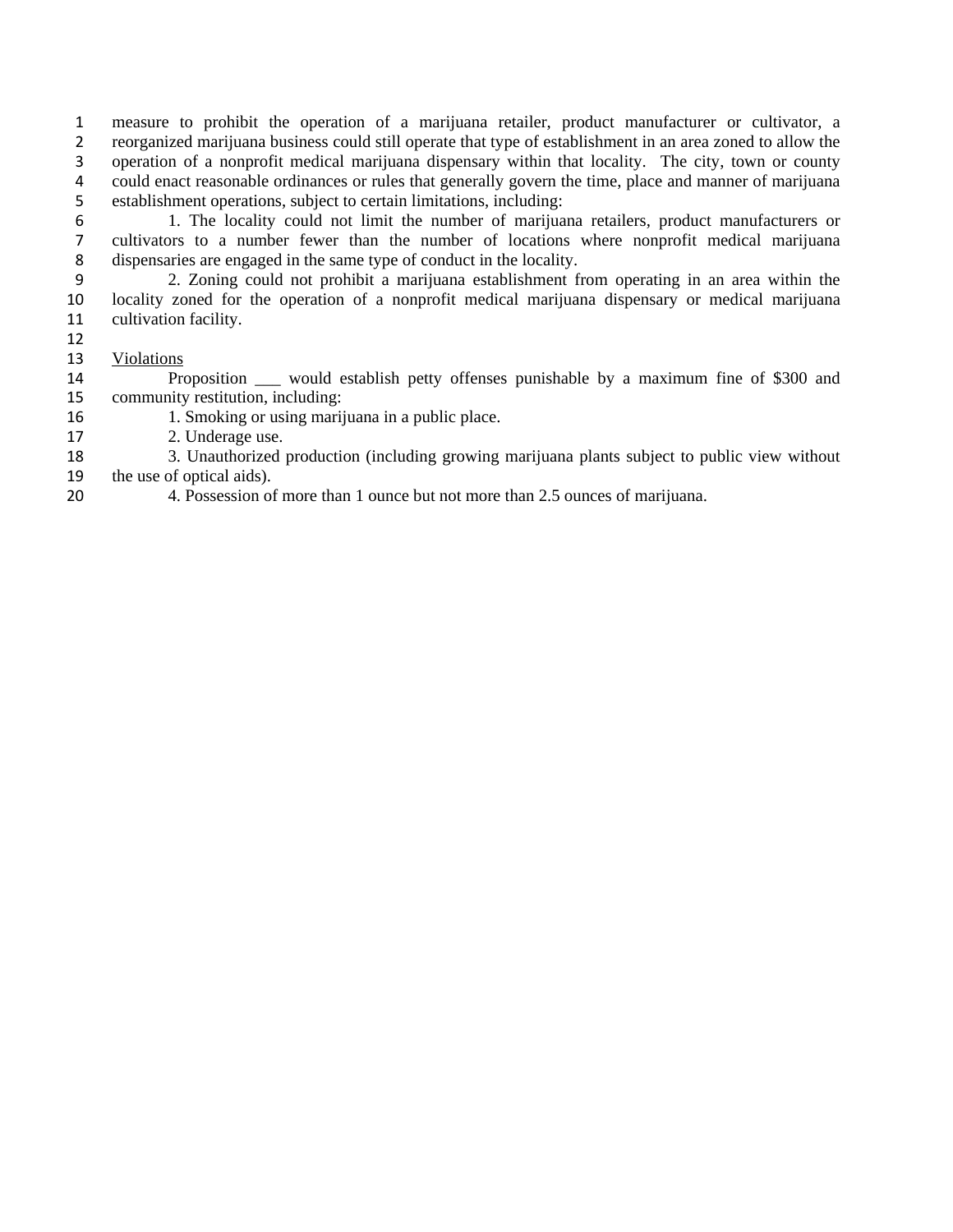measure to prohibit the operation of a marijuana retailer, product manufacturer or cultivator, a reorganized marijuana business could still operate that type of establishment in an area zoned to allow the operation of a nonprofit medical marijuana dispensary within that locality. The city, town or county could enact reasonable ordinances or rules that generally govern the time, place and manner of marijuana establishment operations, subject to certain limitations, including:

1. The locality could not limit the number of marijuana retailers, product manufacturers or cultivators to a number fewer than the number of locations where nonprofit medical marijuana dispensaries are engaged in the same type of conduct in the locality.
2. Zoning could not prohibit a marijuana establishment from operating in an area within the locality zoned for the operation of a nonprofit medical marijuana dispensary or medical marijuana cultivation facility.

Violations

Proposition ___ would establish petty offenses punishable by a maximum fine of $300 and community restitution, including:

1. Smoking or using marijuana in a public place.
2. Underage use.
3. Unauthorized production (including growing marijuana plants subject to public view without the use of optical aids).
4. Possession of more than 1 ounce but not more than 2.5 ounces of marijuana.